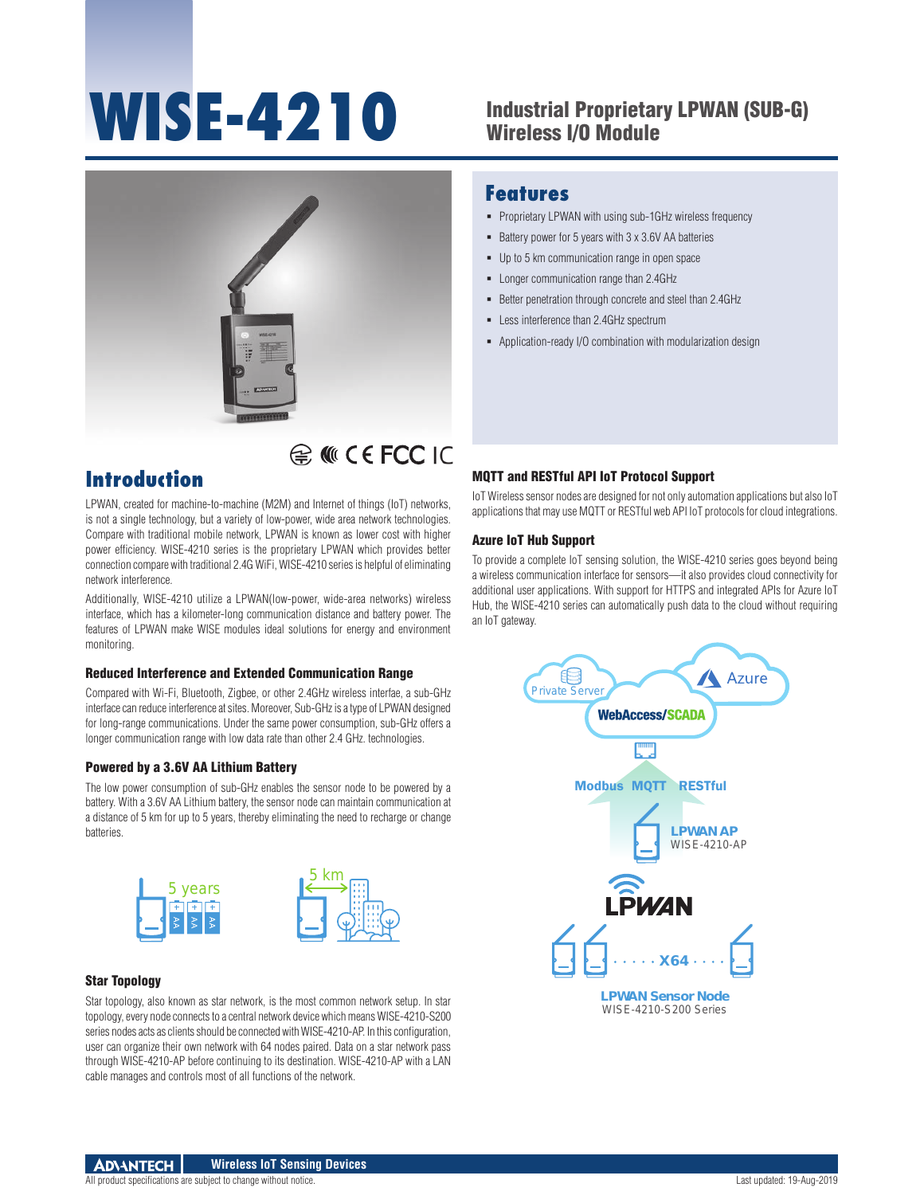# WISE-4210

## Industrial Proprietary LPWAN (SUB-G) Wireless I/O Module

## Features

- Proprietary LPWAN with using sub-1GHz wireless frequency
- Battery power for 5 years with 3 x 3.6V AA batteries
- Up to 5 km communication range in open space
- Longer communication range than 2.4GHz
- Better penetration through concrete and steel than 2.4GHz
- Less interference than 2.4GHz spectrum
- Application-ready I/O combination with modularization design

## Introduction

LPWAN, created for machine-to-machine (M2M) and Internet of things (IoT) networks, is not a single technology, but a variety of low-power, wide area network technologies. Compare with traditional mobile network, LPWAN is known as lower cost with higher power efficiency. WISE-4210 series is the proprietary LPWAN which provides better connection compare with traditional 2.4G WiFi, WISE-4210 series is helpful of eliminating network interference.

Additionally, WISE-4210 utilize a LPWAN(low-power, wide-area networks) wireless interface, which has a kilometer-long communication distance and battery power. The features of LPWAN make WISE modules ideal solutions for energy and environment monitoring.

### Reduced Interference and Extended Communication Range

Compared with Wi-Fi, Bluetooth, Zigbee, or other 2.4GHz wireless interfae, a sub-GHz interface can reduce interference at sites. Moreover, Sub-GHz is a type of LPWAN designed for long-range communications. Under the same power consumption, sub-GHz offers a longer communication range with low data rate than other 2.4 GHz. technologies.

### Powered by a 3.6V AA Lithium Battery

The low power consumption of sub-GHz enables the sensor node to be powered by a battery. With a 3.6V AA Lithium battery, the sensor node can maintain communication at a distance of 5 km for up to 5 years, thereby eliminating the need to recharge or change batteries.

5 years

5 km

### Star Topology

Star topology, also known as star network, is the most common network setup. In star topology, every node connects to a central network device which means WISE-4210-S200 series nodes acts as clients should be connected with WISE-4210-AP. In this configuration, user can organize their own network with 64 nodes paired. Data on a star network pass through WISE-4210-AP before continuing to its destination. WISE-4210-AP with a LAN cable manages and controls most of all functions of the network.

### MQTT and RESTful API IoT Protocol Support

IoT Wireless sensor nodes are designed for not only automation applications but also IoT applications that may use MQTT or RESTful web API IoT protocols for cloud integrations.

### Azure IoT Hub Support

To provide a complete IoT sensing solution, the WISE-4210 series goes beyond being a wireless communication interface for sensors—it also provides cloud connectivity for additional user applications. With support for HTTPS and integrated APIs for Azure IoT Hub, the WISE-4210 series can automatically push data to the cloud without requiring an IoT gateway.

Private Server | Azure | WebAccess/SCADA

Modbus MQTT RESTful

LPWAN AP
WISE-4210-AP

LPWAN

X64

LPWAN Sensor Node
WISE-4210-S200 Series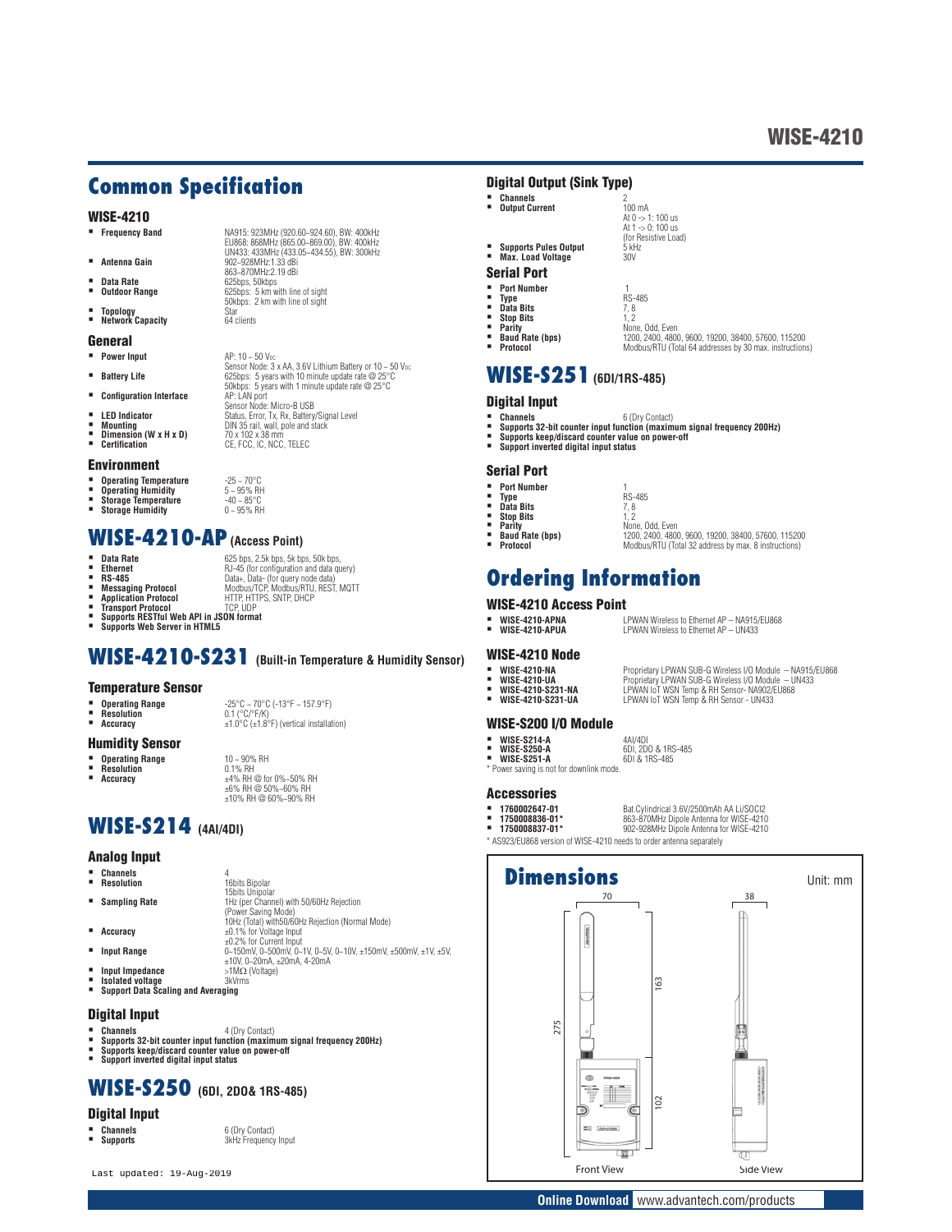# Common Specification

## WISE-4210

- **Frequency Band**: NA915: 923MHz (920.60~924.60), BW: 400kHz; EU868: 868MHz (865.00~869.00), BW: 400kHz; UN433: 433MHz (433.05~434.55), BW: 300kHz
- **Antenna Gain**: 902~928MHz:1.33 dBi; 863~870MHz:2.19 dBi
- **Data Rate**: 625bps, 50kbps
- **Outdoor Range**: 625bps: 5 km with line of sight; 50kbps: 2 km with line of sight
- **Topology**: Star
- **Network Capacity**: 64 clients

## General

- **Power Input**: AP: 10 ~ 50 $V_{DC}$; Sensor Node: 3 x AA, 3.6V Lithium Battery or 10 ~ 50 $V_{DC}$
- **Battery Life**: 625bps: 5 years with 10 minute update rate @ 25°C; 50kbps: 5 years with 1 minute update rate @ 25°C
- **Configuration Interface**: AP: LAN port; Sensor Node: Micro-B USB
- **LED Indicator**: Status, Error, Tx, Rx, Battery/Signal Level
- **Mounting**: DIN 35 rail, wall, pole and stack
- **Dimension (W x H x D)**: 70 x 102 x 38 mm
- **Certification**: CE, FCC, IC, NCC, TELEC

## Environment

- **Operating Temperature**: -25 ~ 70°C
- **Operating Humidity**: 5 ~ 95% RH
- **Storage Temperature**: -40 ~ 85°C
- **Storage Humidity**: 0 ~ 95% RH

# WISE-4210-AP (Access Point)

- **Data Rate**: 625 bps, 2.5k bps, 5k bps, 50k bps,
- **Ethernet**: RJ-45 (for configuration and data query)
- **RS-485**: Data+, Data- (for query node data)
- **Messaging Protocol**: Modbus/TCP, Modbus/RTU, REST, MQTT
- **Application Protocol**: HTTP, HTTPS, SNTP, DHCP
- **Transport Protocol**: TCP, UDP
- **Supports RESTful Web API in JSON format**
- **Supports Web Server in HTML5**

# WISE-4210-S231 (Built-in Temperature & Humidity Sensor)

## Temperature Sensor

- **Operating Range**: -25°C ~ 70°C (-13°F ~ 157.9°F)
- **Resolution**: 0.1 (°C/°F/K)
- **Accuracy**: ±1.0°C (±1.8°F) (vertical installation)

## Humidity Sensor

- **Operating Range**: 10 ~ 90% RH
- **Resolution**: 0.1% RH
- **Accuracy**: ±4% RH @ for 0%~50% RH; ±6% RH @ 50%~60% RH; ±10% RH @ 60%~90% RH

# WISE-S214 (4AI/4DI)

## Analog Input

- **Channels**: 4
- **Resolution**: 16bits Bipolar; 15bits Unipolar
- **Sampling Rate**: 1Hz (per Channel) with 50/60Hz Rejection (Power Saving Mode); 10Hz (Total) with50/60Hz Rejection (Normal Mode)
- **Accuracy**: ±0.1% for Voltage Input; ±0.2% for Current Input
- **Input Range**: 0~150mV, 0~500mV, 0~1V, 0~5V, 0~10V, ±150mV, ±500mV, ±1V, ±5V, ±10V, 0~20mA, ±20mA, 4-20mA
- **Input Impedance**: >1MΩ (Voltage)
- **Isolated voltage**: 3kVrms
- **Support Data Scaling and Averaging**

## Digital Input

- **Channels**: 4 (Dry Contact)
- **Supports 32-bit counter input function (maximum signal frequency 200Hz)**
- **Supports keep/discard counter value on power-off**
- **Support inverted digital input status**

# WISE-S250 (6DI, 2DO& 1RS-485)

## Digital Input

- **Channels**: 6 (Dry Contact)
- **Supports**: 3kHz Frequency Input

## Digital Output (Sink Type)

- **Channels**: 2
- **Output Current**: 100 mA; At 0 -> 1: 100 us; At 1 -> 0: 100 us (for Resistive Load)
- **Supports Pules Output**: 5 kHz
- **Max. Load Voltage**: 30V

## Serial Port

- **Port Number**: 1
- **Type**: RS-485
- **Data Bits**: 7, 8
- **Stop Bits**: 1, 2
- **Parity**: None, Odd, Even
- **Baud Rate (bps)**: 1200, 2400, 4800, 9600, 19200, 38400, 57600, 115200
- **Protocol**: Modbus/RTU (Total 64 addresses by 30 max. instructions)

# WISE-S251 (6DI/1RS-485)

## Digital Input

- **Channels**: 6 (Dry Contact)
- **Supports 32-bit counter input function (maximum signal frequency 200Hz)**
- **Supports keep/discard counter value on power-off**
- **Support inverted digital input status**

## Serial Port

- **Port Number**: 1
- **Type**: RS-485
- **Data Bits**: 7, 8
- **Stop Bits**: 1, 2
- **Parity**: None, Odd, Even
- **Baud Rate (bps)**: 1200, 2400, 4800, 9600, 19200, 38400, 57600, 115200
- **Protocol**: Modbus/RTU (Total 32 address by max. 8 instructions)

# Ordering Information

## WISE-4210 Access Point

- **WISE-4210-APNA**: LPWAN Wireless to Ethernet AP – NA915/EU868
- **WISE-4210-APUA**: LPWAN Wireless to Ethernet AP – UN433

## WISE-4210 Node

- **WISE-4210-NA**: Proprietary LPWAN SUB-G Wireless I/O Module – NA915/EU868
- **WISE-4210-UA**: Proprietary LPWAN SUB-G Wireless I/O Module – UN433
- **WISE-4210-S231-NA**: LPWAN IoT WSN Temp & RH Sensor- NA902/EU868
- **WISE-4210-S231-UA**: LPWAN IoT WSN Temp & RH Sensor - UN433

## WISE-S200 I/O Module

- **WISE-S214-A**: 4AI/4DI
- **WISE-S250-A**: 6DI, 2DO & 1RS-485
- **WISE-S251-A**: 6DI & 1RS-485

* Power saving is not for downlink mode.

## Accessories

- **1760002647-01**: Bat.Cylindrical 3.6V/2500mAh AA Li/SOCl2
- **1750008836-01***: 863-870MHz Dipole Antenna for WISE-4210
- **1750008837-01***: 902-928MHz Dipole Antenna for WISE-4210

* AS923/EU868 version of WISE-4210 needs to order antenna separately

# Dimensions

Unit: mm

70

38

163

275

102

Front View

Side View

Last updated: 19-Aug-2019